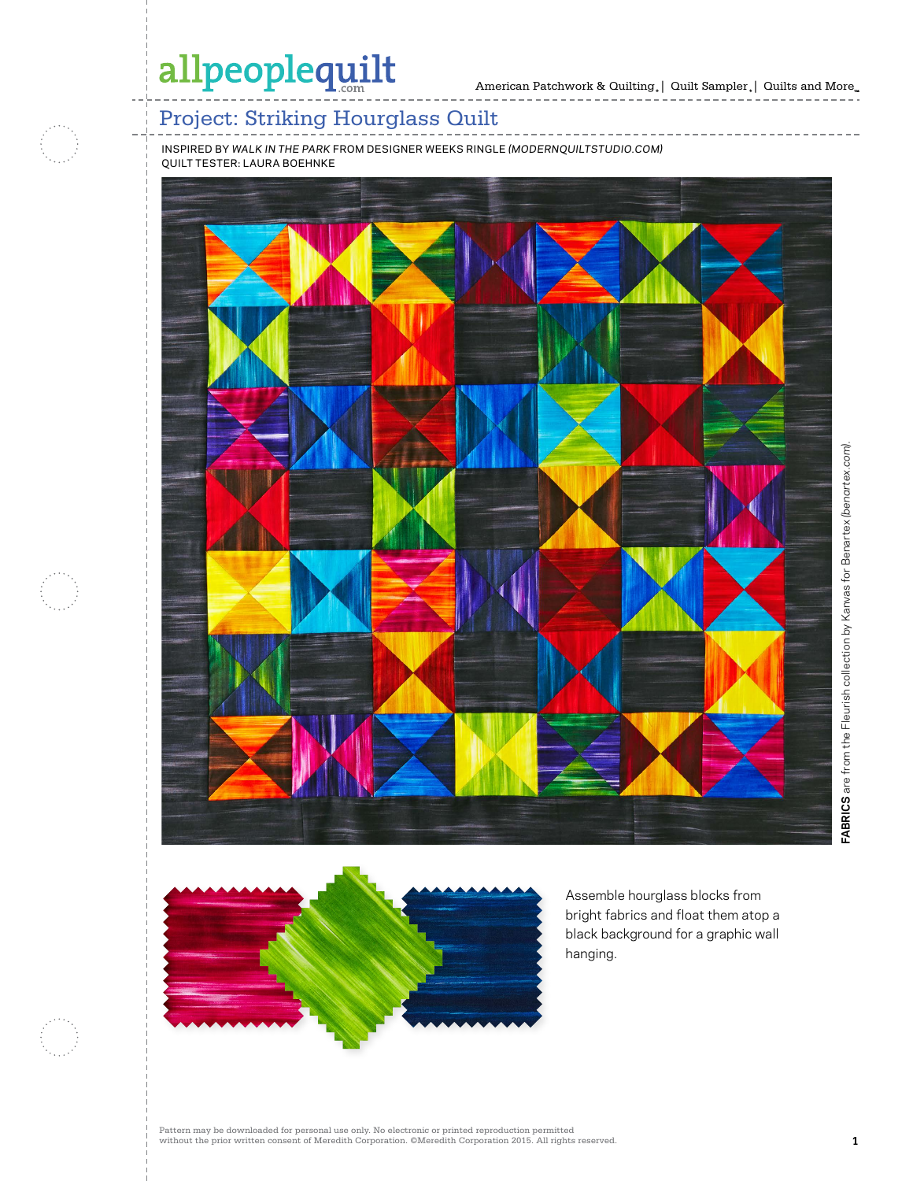# Project: Striking Hourglass Quilt

INSPIRED BY *WALK IN THE PARK* FROM DESIGNER WEEKS RINGLE *(MODERNQUILTSTUDIO.COM)*
QUILT TESTER: LAURA BOEHNKE

**FABRICS** are from the Fleurish collection by Kanvas for Benartex *(benartex.com)*.

Assemble hourglass blocks from bright fabrics and float them atop a black background for a graphic wall hanging.

Pattern may be downloaded for personal use only. No electronic or printed reproduction permitted without the prior written consent of Meredith Corporation. ©Meredith Corporation 2015. All rights reserved.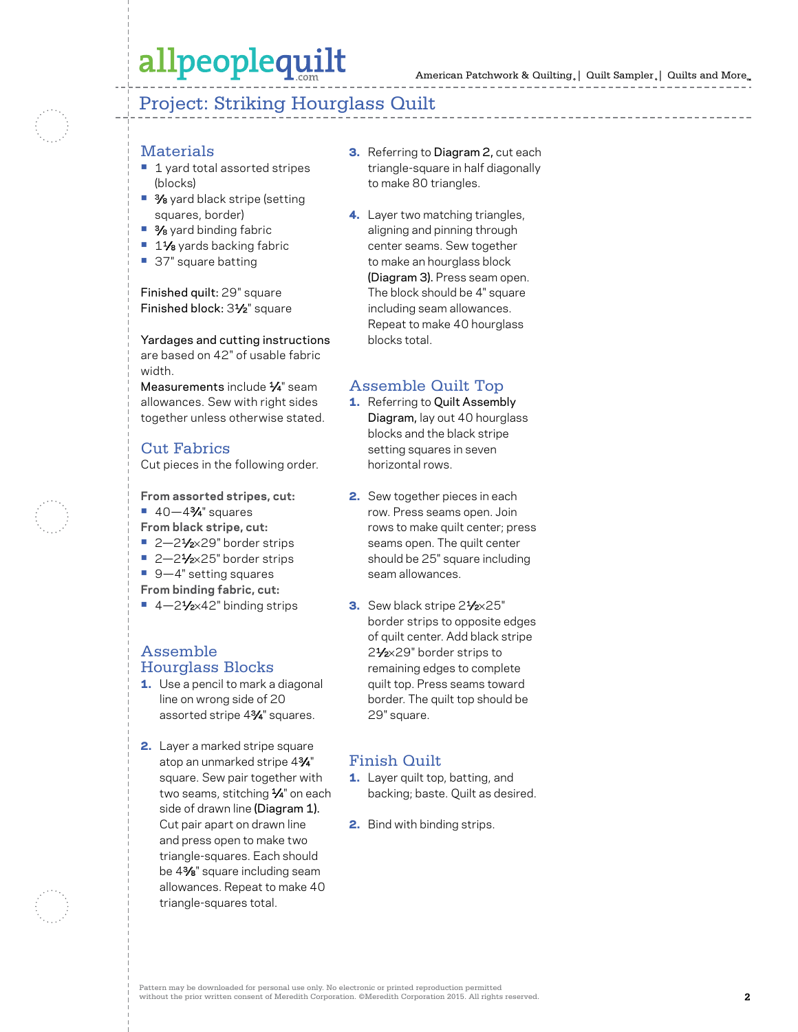# Project: Striking Hourglass Quilt

## Materials

- 1 yard total assorted stripes (blocks)
- ⅜ yard black stripe (setting squares, border)
- ⅜ yard binding fabric
- 1⅛ yards backing fabric
- 37" square batting

Finished quilt: 29" square
Finished block: 3½" square

Yardages and cutting instructions are based on 42" of usable fabric width.
Measurements include ¼" seam allowances. Sew with right sides together unless otherwise stated.

## Cut Fabrics

Cut pieces in the following order.

**From assorted stripes, cut:**
- 40—4¾" squares

**From black stripe, cut:**
- 2—2½×29" border strips
- 2—2½×25" border strips
- 9—4" setting squares

**From binding fabric, cut:**
- 4—2½×42" binding strips

## Assemble Hourglass Blocks

1. Use a pencil to mark a diagonal line on wrong side of 20 assorted stripe 4¾" squares.
2. Layer a marked stripe square atop an unmarked stripe 4¾" square. Sew pair together with two seams, stitching ¼" on each side of drawn line (Diagram 1). Cut pair apart on drawn line and press open to make two triangle-squares. Each should be 4⅜" square including seam allowances. Repeat to make 40 triangle-squares total.
3. Referring to Diagram 2, cut each triangle-square in half diagonally to make 80 triangles.
4. Layer two matching triangles, aligning and pinning through center seams. Sew together to make an hourglass block (Diagram 3). Press seam open. The block should be 4" square including seam allowances. Repeat to make 40 hourglass blocks total.

## Assemble Quilt Top

1. Referring to Quilt Assembly Diagram, lay out 40 hourglass blocks and the black stripe setting squares in seven horizontal rows.
2. Sew together pieces in each row. Press seams open. Join rows to make quilt center; press seams open. The quilt center should be 25" square including seam allowances.
3. Sew black stripe 2½×25" border strips to opposite edges of quilt center. Add black stripe 2½×29" border strips to remaining edges to complete quilt top. Press seams toward border. The quilt top should be 29" square.

## Finish Quilt

1. Layer quilt top, batting, and backing; baste. Quilt as desired.
2. Bind with binding strips.

Pattern may be downloaded for personal use only. No electronic or printed reproduction permitted without the prior written consent of Meredith Corporation. ©Meredith Corporation 2015. All rights reserved.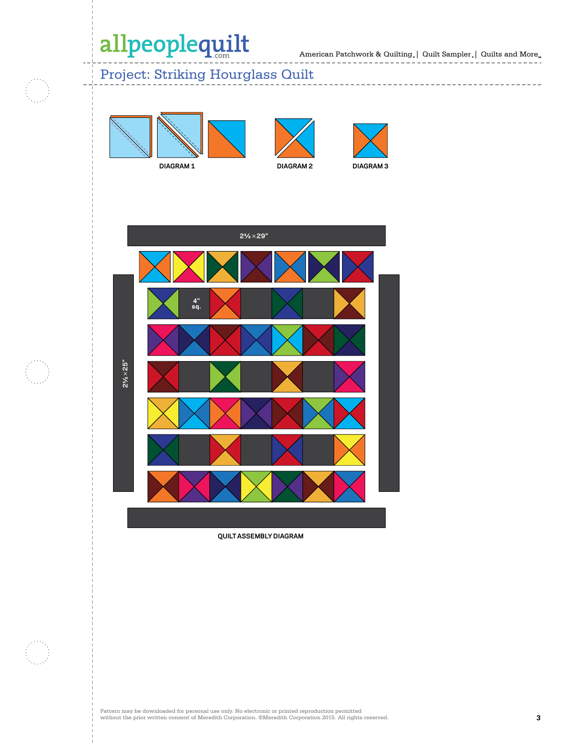## Project: Striking Hourglass Quilt

DIAGRAM 1

DIAGRAM 2

DIAGRAM 3

2½×29"

4" sq.

2½×25"

QUILT ASSEMBLY DIAGRAM

Pattern may be downloaded for personal use only. No electronic or printed reproduction permitted without the prior written consent of Meredith Corporation. ©Meredith Corporation 2015. All rights reserved.